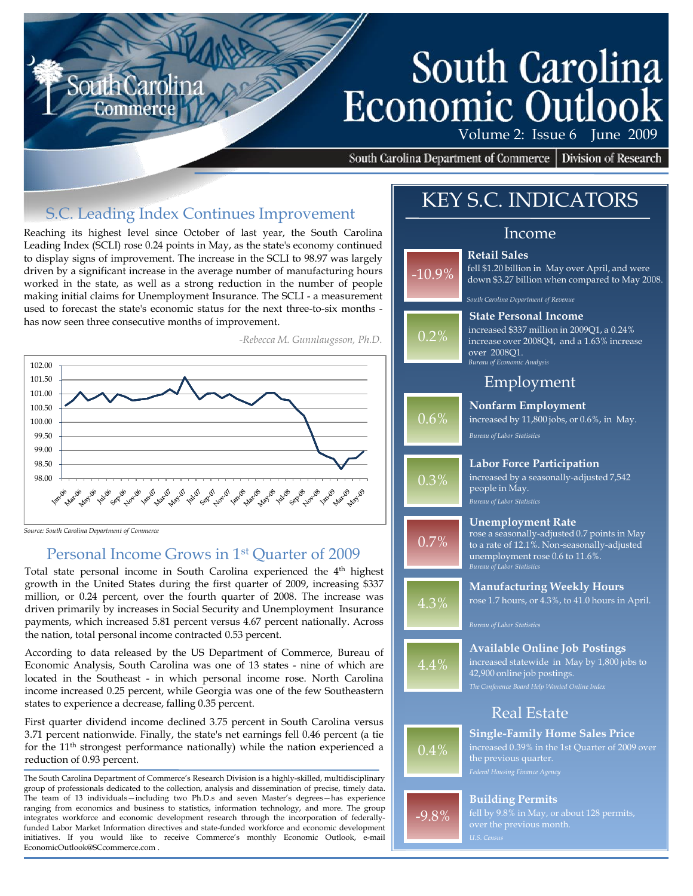# South Carolina Economic Outlook

Volume 2: Issue 6 June 2009

South Carolina Department of Commerce | Division of Research

## S.C. Leading Index Continues Improvement

Reaching its highest level since October of last year, the South Carolina Leading Index (SCLI) rose 0.24 points in May, as the state's economy continued to display signs of improvement. The increase in the SCLI to 98.97 was largely driven by a significant increase in the average number of manufacturing hours worked in the state, as well as a strong reduction in the number of people making initial claims for Unemployment Insurance. The SCLI - a measurement used to forecast the state's economic status for the next three-to-six months - has now seen three consecutive months of improvement.

*-Rebecca M. Gunnlaugsson, Ph.D.*

*Source: South Carolina Department of Commerce*

## Personal Income Grows in 1st Quarter of 2009

Total state personal income in South Carolina experienced the 4th highest growth in the United States during the first quarter of 2009, increasing $337 million, or 0.24 percent, over the fourth quarter of 2008. The increase was driven primarily by increases in Social Security and Unemployment Insurance payments, which increased 5.81 percent versus 4.67 percent nationally. Across the nation, total personal income contracted 0.53 percent.

According to data released by the US Department of Commerce, Bureau of Economic Analysis, South Carolina was one of 13 states - nine of which are located in the Southeast - in which personal income rose. North Carolina income increased 0.25 percent, while Georgia was one of the few Southeastern states to experience a decrease, falling 0.35 percent.

First quarter dividend income declined 3.75 percent in South Carolina versus 3.71 percent nationwide. Finally, the state's net earnings fell 0.46 percent (a tie for the 11th strongest performance nationally) while the nation experienced a reduction of 0.93 percent.

The South Carolina Department of Commerce's Research Division is a highly-skilled, multidisciplinary group of professionals dedicated to the collection, analysis and dissemination of precise, timely data. The team of 13 individuals—including two Ph.D.s and seven Master's degrees—has experience ranging from economics and business to statistics, information technology, and more. The group integrates workforce and economic development research through the incorporation of federally-funded Labor Market Information directives and state-funded workforce and economic development initiatives. If you would like to receive Commerce's monthly Economic Outlook, e-mail EconomicOutlook@SCcommerce.com .

## KEY S.C. INDICATORS

### Income

**-10.9% — Retail Sales**
fell $1.20 billion in May over April, and were down $3.27 billion when compared to May 2008.
*South Carolina Department of Revenue*

**0.2% — State Personal Income**
increased $337 million in 2009Q1, a 0.24% increase over 2008Q4, and a 1.63% increase over 2008Q1.
*Bureau of Economic Analysis*

### Employment

**0.6% — Nonfarm Employment**
increased by 11,800 jobs, or 0.6%, in May.
*Bureau of Labor Statistics*

**0.3% — Labor Force Participation**
increased by a seasonally-adjusted 7,542 people in May.
*Bureau of Labor Statistics*

**0.7% — Unemployment Rate**
rose a seasonally-adjusted 0.7 points in May to a rate of 12.1%. Non-seasonally-adjusted unemployment rose 0.6 to 11.6%.
*Bureau of Labor Statistics*

**4.3% — Manufacturing Weekly Hours**
rose 1.7 hours, or 4.3%, to 41.0 hours in April.
*Bureau of Labor Statistics*

**4.4% — Available Online Job Postings**
increased statewide in May by 1,800 jobs to 42,900 online job postings.
*The Conference Board Help Wanted Online Index*

### Real Estate

**0.4% — Single-Family Home Sales Price**
increased 0.39% in the 1st Quarter of 2009 over the previous quarter.
*Federal Housing Finance Agency*

**-9.8% — Building Permits**
fell by 9.8% in May, or about 128 permits, over the previous month.
*U.S. Census*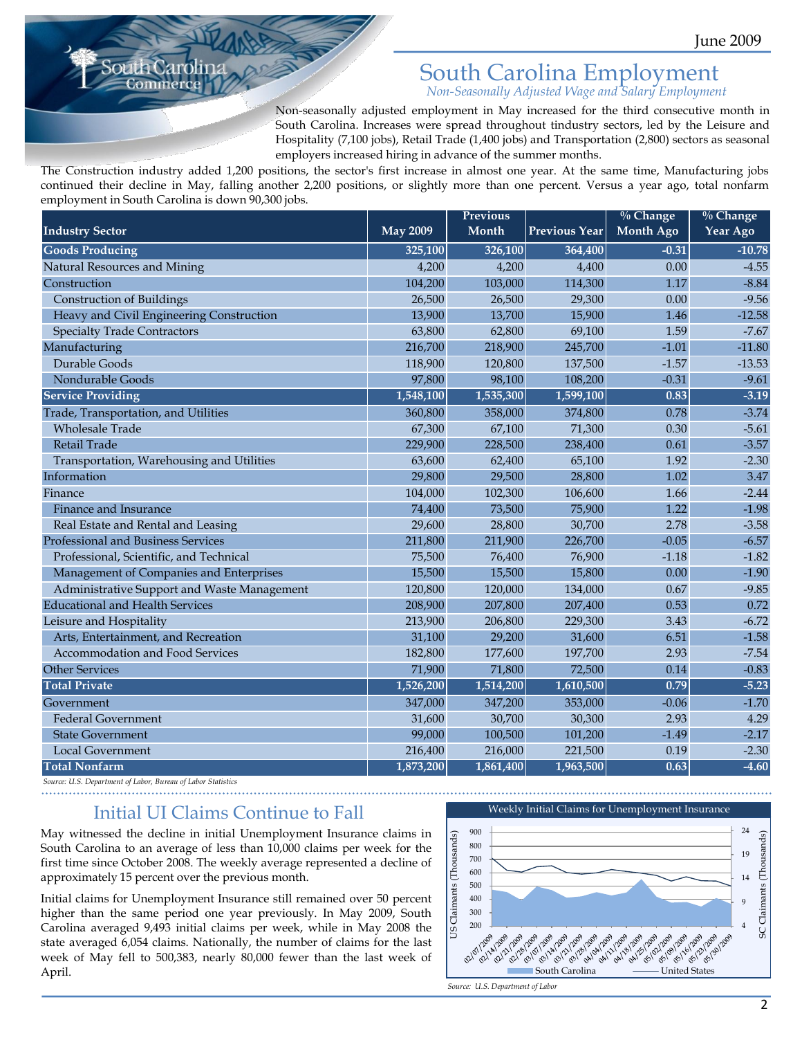June 2009

# South Carolina Employment

*Non-Seasonally Adjusted Wage and Salary Employment*

Non-seasonally adjusted employment in May increased for the third consecutive month in South Carolina. Increases were spread throughout tindustry sectors, led by the Leisure and Hospitality (7,100 jobs), Retail Trade (1,400 jobs) and Transportation (2,800) sectors as seasonal employers increased hiring in advance of the summer months.

The Construction industry added 1,200 positions, the sector's first increase in almost one year. At the same time, Manufacturing jobs continued their decline in May, falling another 2,200 positions, or slightly more than one percent. Versus a year ago, total nonfarm employment in South Carolina is down 90,300 jobs.

| Industry Sector | May 2009 | Previous Month | Previous Year | % Change Month Ago | % Change Year Ago |
|---|---|---|---|---|---|
| **Goods Producing** | **325,100** | **326,100** | **364,400** | **-0.31** | **-10.78** |
| Natural Resources and Mining | 4,200 | 4,200 | 4,400 | 0.00 | -4.55 |
| Construction | 104,200 | 103,000 | 114,300 | 1.17 | -8.84 |
| Construction of Buildings | 26,500 | 26,500 | 29,300 | 0.00 | -9.56 |
| Heavy and Civil Engineering Construction | 13,900 | 13,700 | 15,900 | 1.46 | -12.58 |
| Specialty Trade Contractors | 63,800 | 62,800 | 69,100 | 1.59 | -7.67 |
| Manufacturing | 216,700 | 218,900 | 245,700 | -1.01 | -11.80 |
| Durable Goods | 118,900 | 120,800 | 137,500 | -1.57 | -13.53 |
| Nondurable Goods | 97,800 | 98,100 | 108,200 | -0.31 | -9.61 |
| **Service Providing** | **1,548,100** | **1,535,300** | **1,599,100** | **0.83** | **-3.19** |
| Trade, Transportation, and Utilities | 360,800 | 358,000 | 374,800 | 0.78 | -3.74 |
| Wholesale Trade | 67,300 | 67,100 | 71,300 | 0.30 | -5.61 |
| Retail Trade | 229,900 | 228,500 | 238,400 | 0.61 | -3.57 |
| Transportation, Warehousing and Utilities | 63,600 | 62,400 | 65,100 | 1.92 | -2.30 |
| Information | 29,800 | 29,500 | 28,800 | 1.02 | 3.47 |
| Finance | 104,000 | 102,300 | 106,600 | 1.66 | -2.44 |
| Finance and Insurance | 74,400 | 73,500 | 75,900 | 1.22 | -1.98 |
| Real Estate and Rental and Leasing | 29,600 | 28,800 | 30,700 | 2.78 | -3.58 |
| Professional and Business Services | 211,800 | 211,900 | 226,700 | -0.05 | -6.57 |
| Professional, Scientific, and Technical | 75,500 | 76,400 | 76,900 | -1.18 | -1.82 |
| Management of Companies and Enterprises | 15,500 | 15,500 | 15,800 | 0.00 | -1.90 |
| Administrative Support and Waste Management | 120,800 | 120,000 | 134,000 | 0.67 | -9.85 |
| Educational and Health Services | 208,900 | 207,800 | 207,400 | 0.53 | 0.72 |
| Leisure and Hospitality | 213,900 | 206,800 | 229,300 | 3.43 | -6.72 |
| Arts, Entertainment, and Recreation | 31,100 | 29,200 | 31,600 | 6.51 | -1.58 |
| Accommodation and Food Services | 182,800 | 177,600 | 197,700 | 2.93 | -7.54 |
| Other Services | 71,900 | 71,800 | 72,500 | 0.14 | -0.83 |
| **Total Private** | **1,526,200** | **1,514,200** | **1,610,500** | **0.79** | **-5.23** |
| Government | 347,000 | 347,200 | 353,000 | -0.06 | -1.70 |
| Federal Government | 31,600 | 30,700 | 30,300 | 2.93 | 4.29 |
| State Government | 99,000 | 100,500 | 101,200 | -1.49 | -2.17 |
| Local Government | 216,400 | 216,000 | 221,500 | 0.19 | -2.30 |
| **Total Nonfarm** | **1,873,200** | **1,861,400** | **1,963,500** | **0.63** | **-4.60** |

*Source: U.S. Department of Labor, Bureau of Labor Statistics*

## Initial UI Claims Continue to Fall

May witnessed the decline in initial Unemployment Insurance claims in South Carolina to an average of less than 10,000 claims per week for the first time since October 2008. The weekly average represented a decline of approximately 15 percent over the previous month.

Initial claims for Unemployment Insurance still remained over 50 percent higher than the same period one year previously. In May 2009, South Carolina averaged 9,493 initial claims per week, while in May 2008 the state averaged 6,054 claims. Nationally, the number of claims for the last week of May fell to 500,383, nearly 80,000 fewer than the last week of April.

Weekly Initial Claims for Unemployment Insurance

*Source: U.S. Department of Labor*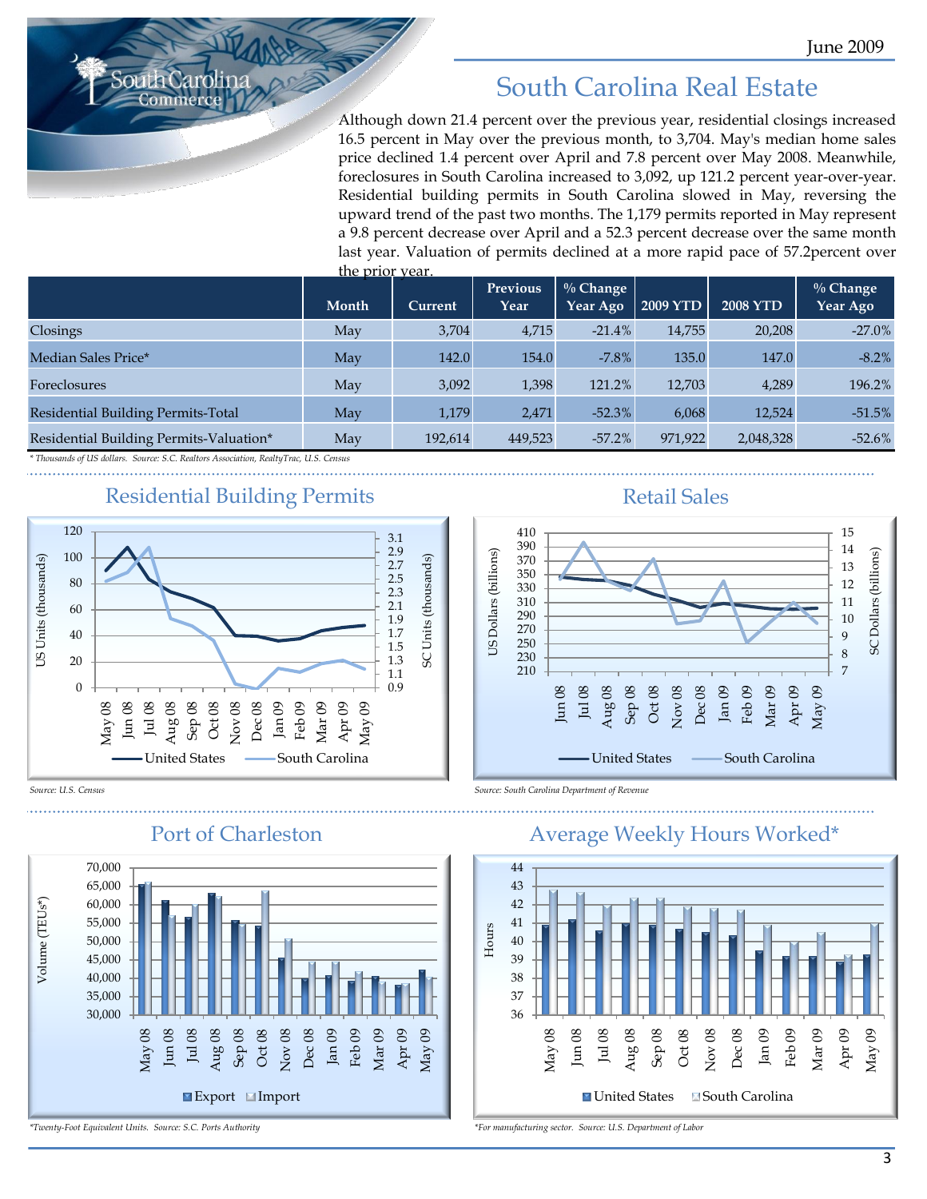June 2009

# South Carolina Real Estate

Although down 21.4 percent over the previous year, residential closings increased 16.5 percent in May over the previous month, to 3,704. May's median home sales price declined 1.4 percent over April and 7.8 percent over May 2008. Meanwhile, foreclosures in South Carolina increased to 3,092, up 121.2 percent year-over-year. Residential building permits in South Carolina slowed in May, reversing the upward trend of the past two months. The 1,179 permits reported in May represent a 9.8 percent decrease over April and a 52.3 percent decrease over the same month last year. Valuation of permits declined at a more rapid pace of 57.2percent over the prior year.

| | Month | Current | Previous Year | % Change Year Ago | 2009 YTD | 2008 YTD | % Change Year Ago |
|---|---|---|---|---|---|---|---|
| Closings | May | 3,704 | 4,715 | -21.4% | 14,755 | 20,208 | -27.0% |
| Median Sales Price* | May | 142.0 | 154.0 | -7.8% | 135.0 | 147.0 | -8.2% |
| Foreclosures | May | 3,092 | 1,398 | 121.2% | 12,703 | 4,289 | 196.2% |
| Residential Building Permits-Total | May | 1,179 | 2,471 | -52.3% | 6,068 | 12,524 | -51.5% |
| Residential Building Permits-Valuation* | May | 192,614 | 449,523 | -57.2% | 971,922 | 2,048,328 | -52.6% |

*\* Thousands of US dollars. Source: S.C. Realtors Association, RealtyTrac, U.S. Census*

## Residential Building Permits

US Units (thousands): 0, 20, 40, 60, 80, 100, 120
SC Units (thousands): 0.9, 1.1, 1.3, 1.5, 1.7, 1.9, 2.1, 2.3, 2.5, 2.7, 2.9, 3.1
May 08, Jun 08, Jul 08, Aug 08, Sep 08, Oct 08, Nov 08, Dec 08, Jan 09, Feb 09, Mar 09, Apr 09, May 09
United States, South Carolina

*Source: U.S. Census*

## Retail Sales

US Dollars (billions): 210, 230, 250, 270, 290, 310, 330, 350, 370, 390, 410
SC Dollars (billions): 7, 8, 9, 10, 11, 12, 13, 14, 15
Jun 08, Jul 08, Aug 08, Sep 08, Oct 08, Nov 08, Dec 08, Jan 09, Feb 09, Mar 09, Apr 09, May 09
United States, South Carolina

*Source: South Carolina Department of Revenue*

## Port of Charleston

Volume (TEUs*): 30,000, 35,000, 40,000, 45,000, 50,000, 55,000, 60,000, 65,000, 70,000
May 08, Jun 08, Jul 08, Aug 08, Sep 08, Oct 08, Nov 08, Dec 08, Jan 09, Feb 09, Mar 09, Apr 09, May 09
Export, Import

*\*Twenty-Foot Equivalent Units. Source: S.C. Ports Authority*

## Average Weekly Hours Worked*

Hours: 36, 37, 38, 39, 40, 41, 42, 43, 44
May 08, Jun 08, Jul 08, Aug 08, Sep 08, Oct 08, Nov 08, Dec 08, Jan 09, Feb 09, Mar 09, Apr 09, May 09
United States, South Carolina

*\*For manufacturing sector. Source: U.S. Department of Labor*